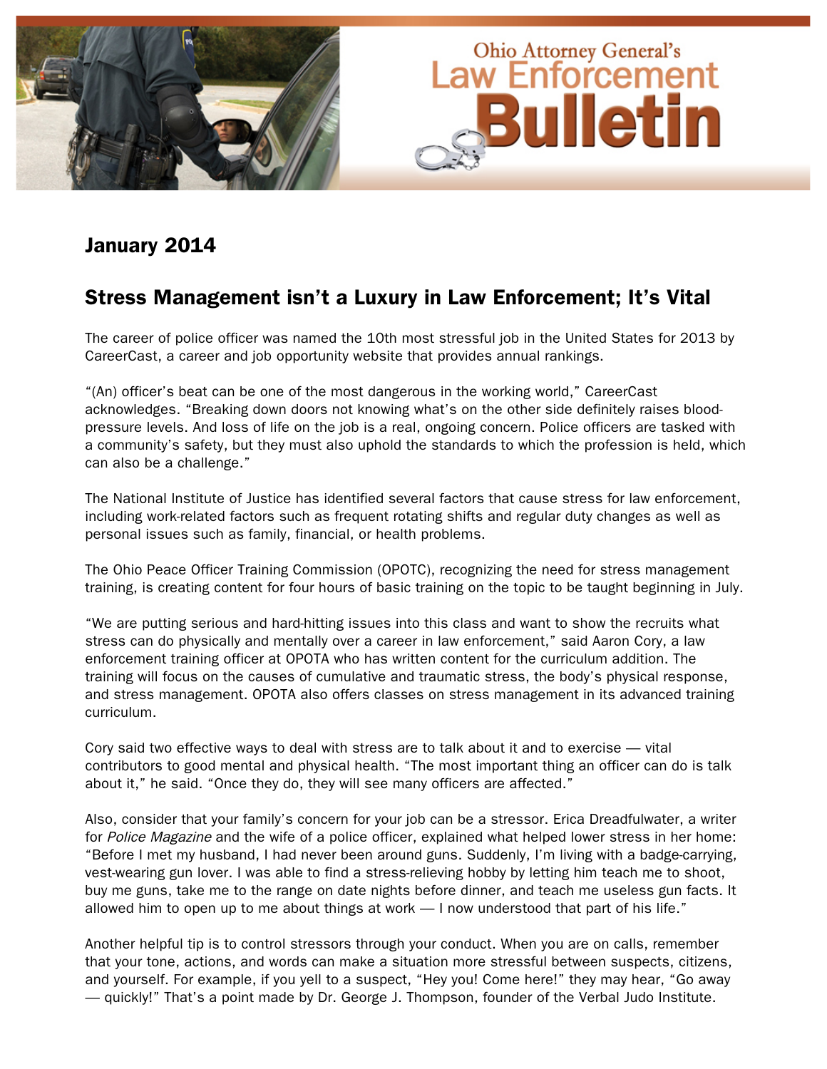# Ohio Attorney General's Law Enforcement Bulletin

## January 2014

## Stress Management isn't a Luxury in Law Enforcement; It's Vital

The career of police officer was named the 10th most stressful job in the United States for 2013 by CareerCast, a career and job opportunity website that provides annual rankings.

"(An) officer's beat can be one of the most dangerous in the working world," CareerCast acknowledges. "Breaking down doors not knowing what's on the other side definitely raises blood-pressure levels. And loss of life on the job is a real, ongoing concern. Police officers are tasked with a community's safety, but they must also uphold the standards to which the profession is held, which can also be a challenge."

The National Institute of Justice has identified several factors that cause stress for law enforcement, including work-related factors such as frequent rotating shifts and regular duty changes as well as personal issues such as family, financial, or health problems.

The Ohio Peace Officer Training Commission (OPOTC), recognizing the need for stress management training, is creating content for four hours of basic training on the topic to be taught beginning in July.

"We are putting serious and hard-hitting issues into this class and want to show the recruits what stress can do physically and mentally over a career in law enforcement," said Aaron Cory, a law enforcement training officer at OPOTA who has written content for the curriculum addition. The training will focus on the causes of cumulative and traumatic stress, the body's physical response, and stress management. OPOTA also offers classes on stress management in its advanced training curriculum.

Cory said two effective ways to deal with stress are to talk about it and to exercise — vital contributors to good mental and physical health. "The most important thing an officer can do is talk about it," he said. "Once they do, they will see many officers are affected."

Also, consider that your family's concern for your job can be a stressor. Erica Dreadfulwater, a writer for *Police Magazine* and the wife of a police officer, explained what helped lower stress in her home: "Before I met my husband, I had never been around guns. Suddenly, I'm living with a badge-carrying, vest-wearing gun lover. I was able to find a stress-relieving hobby by letting him teach me to shoot, buy me guns, take me to the range on date nights before dinner, and teach me useless gun facts. It allowed him to open up to me about things at work — I now understood that part of his life."

Another helpful tip is to control stressors through your conduct. When you are on calls, remember that your tone, actions, and words can make a situation more stressful between suspects, citizens, and yourself. For example, if you yell to a suspect, "Hey you! Come here!" they may hear, "Go away — quickly!" That's a point made by Dr. George J. Thompson, founder of the Verbal Judo Institute.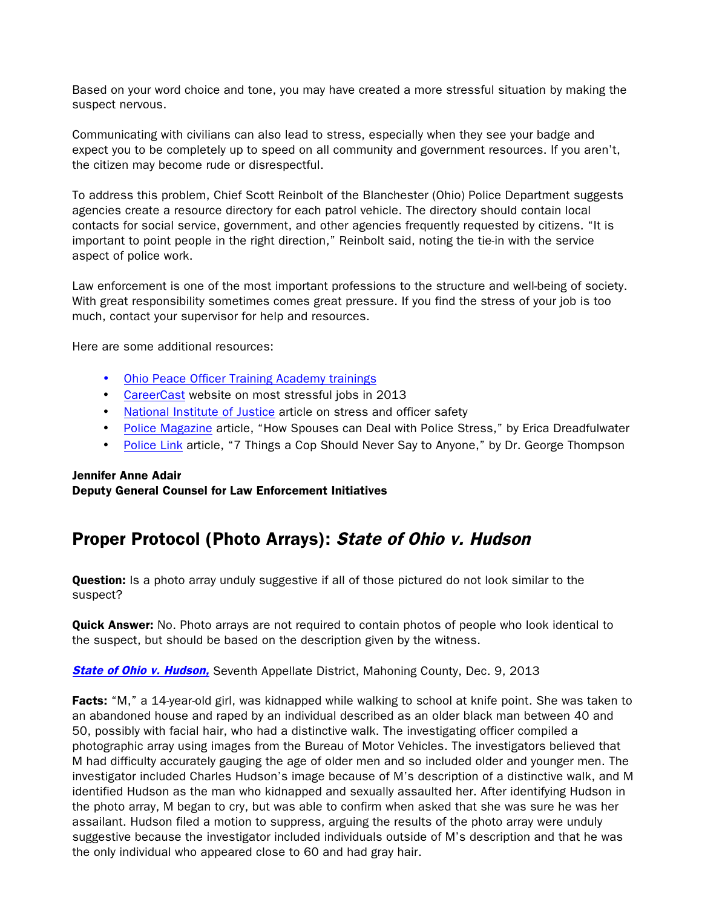Based on your word choice and tone, you may have created a more stressful situation by making the suspect nervous.

Communicating with civilians can also lead to stress, especially when they see your badge and expect you to be completely up to speed on all community and government resources. If you aren't, the citizen may become rude or disrespectful.

To address this problem, Chief Scott Reinbolt of the Blanchester (Ohio) Police Department suggests agencies create a resource directory for each patrol vehicle. The directory should contain local contacts for social service, government, and other agencies frequently requested by citizens. "It is important to point people in the right direction," Reinbolt said, noting the tie-in with the service aspect of police work.

Law enforcement is one of the most important professions to the structure and well-being of society. With great responsibility sometimes comes great pressure. If you find the stress of your job is too much, contact your supervisor for help and resources.

Here are some additional resources:

- Ohio Peace Officer Training Academy trainings
- CareerCast website on most stressful jobs in 2013
- National Institute of Justice article on stress and officer safety
- Police Magazine article, "How Spouses can Deal with Police Stress," by Erica Dreadfulwater
- Police Link article, "7 Things a Cop Should Never Say to Anyone," by Dr. George Thompson

**Jennifer Anne Adair**
**Deputy General Counsel for Law Enforcement Initiatives**

## Proper Protocol (Photo Arrays): *State of Ohio v. Hudson*

**Question:** Is a photo array unduly suggestive if all of those pictured do not look similar to the suspect?

**Quick Answer:** No. Photo arrays are not required to contain photos of people who look identical to the suspect, but should be based on the description given by the witness.

***State of Ohio v. Hudson,*** Seventh Appellate District, Mahoning County, Dec. 9, 2013

**Facts:** "M," a 14-year-old girl, was kidnapped while walking to school at knife point. She was taken to an abandoned house and raped by an individual described as an older black man between 40 and 50, possibly with facial hair, who had a distinctive walk. The investigating officer compiled a photographic array using images from the Bureau of Motor Vehicles. The investigators believed that M had difficulty accurately gauging the age of older men and so included older and younger men. The investigator included Charles Hudson's image because of M's description of a distinctive walk, and M identified Hudson as the man who kidnapped and sexually assaulted her. After identifying Hudson in the photo array, M began to cry, but was able to confirm when asked that she was sure he was her assailant. Hudson filed a motion to suppress, arguing the results of the photo array were unduly suggestive because the investigator included individuals outside of M's description and that he was the only individual who appeared close to 60 and had gray hair.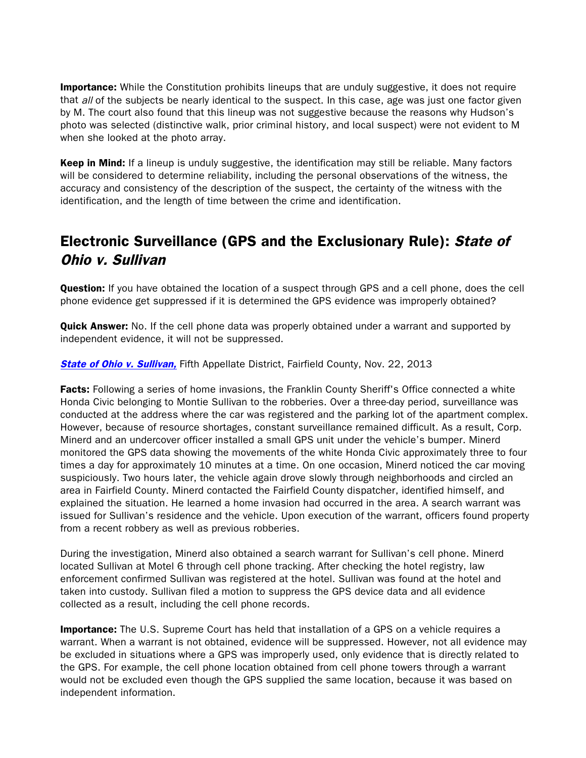**Importance:** While the Constitution prohibits lineups that are unduly suggestive, it does not require that *all* of the subjects be nearly identical to the suspect. In this case, age was just one factor given by M. The court also found that this lineup was not suggestive because the reasons why Hudson's photo was selected (distinctive walk, prior criminal history, and local suspect) were not evident to M when she looked at the photo array.

**Keep in Mind:** If a lineup is unduly suggestive, the identification may still be reliable. Many factors will be considered to determine reliability, including the personal observations of the witness, the accuracy and consistency of the description of the suspect, the certainty of the witness with the identification, and the length of time between the crime and identification.

## Electronic Surveillance (GPS and the Exclusionary Rule): *State of Ohio v. Sullivan*

**Question:** If you have obtained the location of a suspect through GPS and a cell phone, does the cell phone evidence get suppressed if it is determined the GPS evidence was improperly obtained?

**Quick Answer:** No. If the cell phone data was properly obtained under a warrant and supported by independent evidence, it will not be suppressed.

***State of Ohio v. Sullivan,*** Fifth Appellate District, Fairfield County, Nov. 22, 2013

**Facts:** Following a series of home invasions, the Franklin County Sheriff's Office connected a white Honda Civic belonging to Montie Sullivan to the robberies. Over a three-day period, surveillance was conducted at the address where the car was registered and the parking lot of the apartment complex. However, because of resource shortages, constant surveillance remained difficult. As a result, Corp. Minerd and an undercover officer installed a small GPS unit under the vehicle's bumper. Minerd monitored the GPS data showing the movements of the white Honda Civic approximately three to four times a day for approximately 10 minutes at a time. On one occasion, Minerd noticed the car moving suspiciously. Two hours later, the vehicle again drove slowly through neighborhoods and circled an area in Fairfield County. Minerd contacted the Fairfield County dispatcher, identified himself, and explained the situation. He learned a home invasion had occurred in the area. A search warrant was issued for Sullivan's residence and the vehicle. Upon execution of the warrant, officers found property from a recent robbery as well as previous robberies.

During the investigation, Minerd also obtained a search warrant for Sullivan's cell phone. Minerd located Sullivan at Motel 6 through cell phone tracking. After checking the hotel registry, law enforcement confirmed Sullivan was registered at the hotel. Sullivan was found at the hotel and taken into custody. Sullivan filed a motion to suppress the GPS device data and all evidence collected as a result, including the cell phone records.

**Importance:** The U.S. Supreme Court has held that installation of a GPS on a vehicle requires a warrant. When a warrant is not obtained, evidence will be suppressed. However, not all evidence may be excluded in situations where a GPS was improperly used, only evidence that is directly related to the GPS. For example, the cell phone location obtained from cell phone towers through a warrant would not be excluded even though the GPS supplied the same location, because it was based on independent information.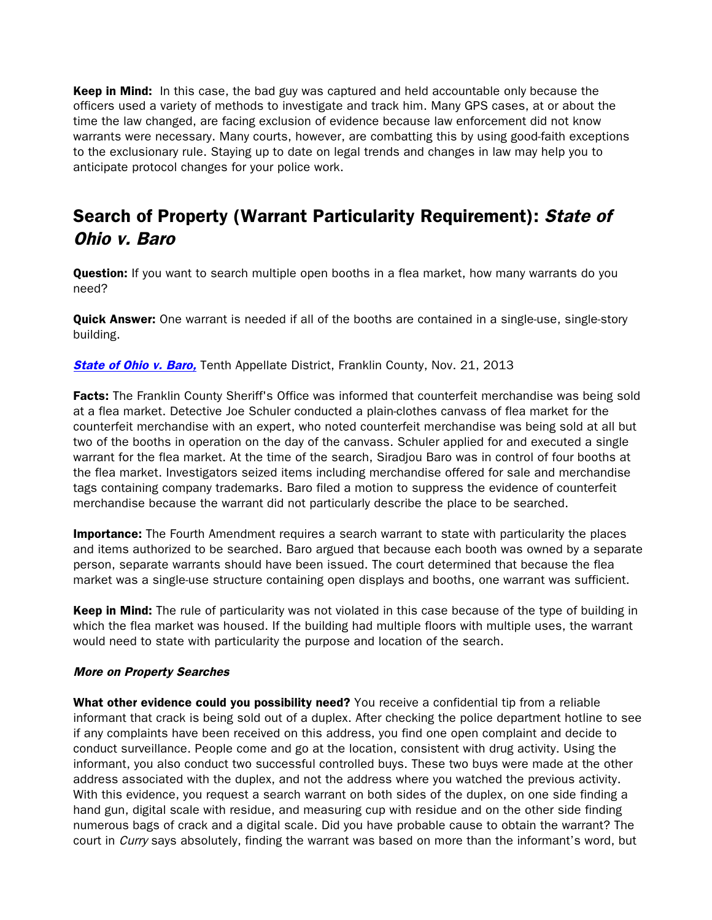**Keep in Mind:** In this case, the bad guy was captured and held accountable only because the officers used a variety of methods to investigate and track him. Many GPS cases, at or about the time the law changed, are facing exclusion of evidence because law enforcement did not know warrants were necessary. Many courts, however, are combatting this by using good-faith exceptions to the exclusionary rule. Staying up to date on legal trends and changes in law may help you to anticipate protocol changes for your police work.

## Search of Property (Warrant Particularity Requirement): *State of Ohio v. Baro*

**Question:** If you want to search multiple open booths in a flea market, how many warrants do you need?

**Quick Answer:** One warrant is needed if all of the booths are contained in a single-use, single-story building.

***State of Ohio v. Baro,*** Tenth Appellate District, Franklin County, Nov. 21, 2013

**Facts:** The Franklin County Sheriff's Office was informed that counterfeit merchandise was being sold at a flea market. Detective Joe Schuler conducted a plain-clothes canvass of flea market for the counterfeit merchandise with an expert, who noted counterfeit merchandise was being sold at all but two of the booths in operation on the day of the canvass. Schuler applied for and executed a single warrant for the flea market. At the time of the search, Siradjou Baro was in control of four booths at the flea market. Investigators seized items including merchandise offered for sale and merchandise tags containing company trademarks. Baro filed a motion to suppress the evidence of counterfeit merchandise because the warrant did not particularly describe the place to be searched.

**Importance:** The Fourth Amendment requires a search warrant to state with particularity the places and items authorized to be searched. Baro argued that because each booth was owned by a separate person, separate warrants should have been issued. The court determined that because the flea market was a single-use structure containing open displays and booths, one warrant was sufficient.

**Keep in Mind:** The rule of particularity was not violated in this case because of the type of building in which the flea market was housed. If the building had multiple floors with multiple uses, the warrant would need to state with particularity the purpose and location of the search.

#### *More on Property Searches*

**What other evidence could you possibility need?** You receive a confidential tip from a reliable informant that crack is being sold out of a duplex. After checking the police department hotline to see if any complaints have been received on this address, you find one open complaint and decide to conduct surveillance. People come and go at the location, consistent with drug activity. Using the informant, you also conduct two successful controlled buys. These two buys were made at the other address associated with the duplex, and not the address where you watched the previous activity. With this evidence, you request a search warrant on both sides of the duplex, on one side finding a hand gun, digital scale with residue, and measuring cup with residue and on the other side finding numerous bags of crack and a digital scale. Did you have probable cause to obtain the warrant? The court in *Curry* says absolutely, finding the warrant was based on more than the informant's word, but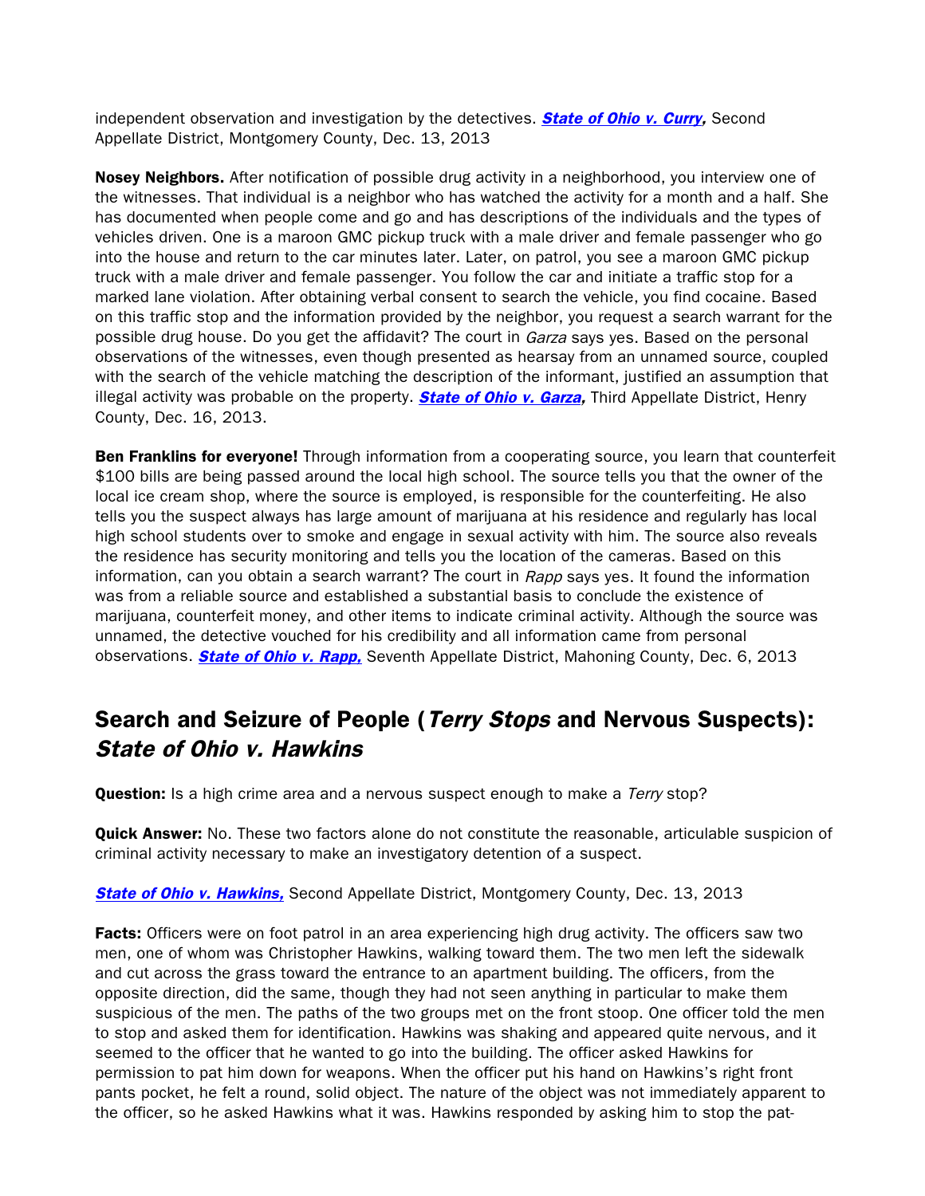independent observation and investigation by the detectives. ***State of Ohio v. Curry,*** Second Appellate District, Montgomery County, Dec. 13, 2013

**Nosey Neighbors.** After notification of possible drug activity in a neighborhood, you interview one of the witnesses. That individual is a neighbor who has watched the activity for a month and a half. She has documented when people come and go and has descriptions of the individuals and the types of vehicles driven. One is a maroon GMC pickup truck with a male driver and female passenger who go into the house and return to the car minutes later. Later, on patrol, you see a maroon GMC pickup truck with a male driver and female passenger. You follow the car and initiate a traffic stop for a marked lane violation. After obtaining verbal consent to search the vehicle, you find cocaine. Based on this traffic stop and the information provided by the neighbor, you request a search warrant for the possible drug house. Do you get the affidavit? The court in *Garza* says yes. Based on the personal observations of the witnesses, even though presented as hearsay from an unnamed source, coupled with the search of the vehicle matching the description of the informant, justified an assumption that illegal activity was probable on the property. ***State of Ohio v. Garza,*** Third Appellate District, Henry County, Dec. 16, 2013.

**Ben Franklins for everyone!** Through information from a cooperating source, you learn that counterfeit $100 bills are being passed around the local high school. The source tells you that the owner of the local ice cream shop, where the source is employed, is responsible for the counterfeiting. He also tells you the suspect always has large amount of marijuana at his residence and regularly has local high school students over to smoke and engage in sexual activity with him. The source also reveals the residence has security monitoring and tells you the location of the cameras. Based on this information, can you obtain a search warrant? The court in *Rapp* says yes. It found the information was from a reliable source and established a substantial basis to conclude the existence of marijuana, counterfeit money, and other items to indicate criminal activity. Although the source was unnamed, the detective vouched for his credibility and all information came from personal observations. ***State of Ohio v. Rapp,*** Seventh Appellate District, Mahoning County, Dec. 6, 2013

## Search and Seizure of People (*Terry Stops* and Nervous Suspects): *State of Ohio v. Hawkins*

**Question:** Is a high crime area and a nervous suspect enough to make a *Terry* stop?

**Quick Answer:** No. These two factors alone do not constitute the reasonable, articulable suspicion of criminal activity necessary to make an investigatory detention of a suspect.

***State of Ohio v. Hawkins,*** Second Appellate District, Montgomery County, Dec. 13, 2013

**Facts:** Officers were on foot patrol in an area experiencing high drug activity. The officers saw two men, one of whom was Christopher Hawkins, walking toward them. The two men left the sidewalk and cut across the grass toward the entrance to an apartment building. The officers, from the opposite direction, did the same, though they had not seen anything in particular to make them suspicious of the men. The paths of the two groups met on the front stoop. One officer told the men to stop and asked them for identification. Hawkins was shaking and appeared quite nervous, and it seemed to the officer that he wanted to go into the building. The officer asked Hawkins for permission to pat him down for weapons. When the officer put his hand on Hawkins's right front pants pocket, he felt a round, solid object. The nature of the object was not immediately apparent to the officer, so he asked Hawkins what it was. Hawkins responded by asking him to stop the pat-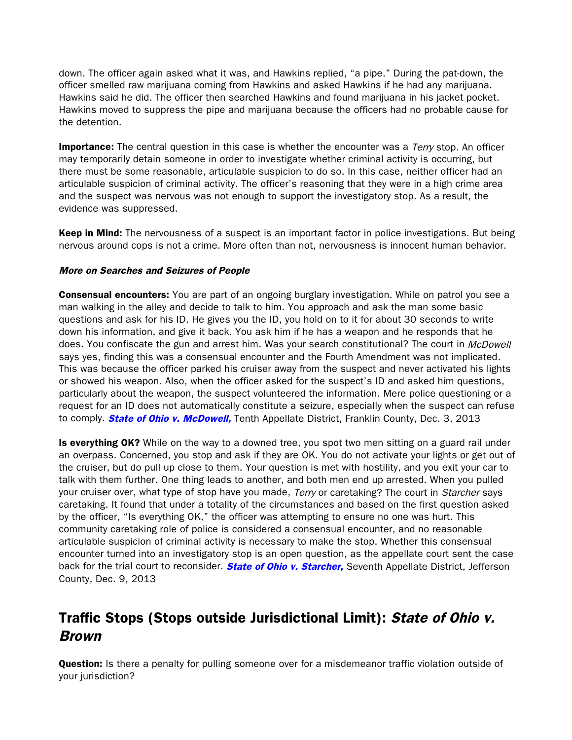down. The officer again asked what it was, and Hawkins replied, “a pipe.” During the pat-down, the officer smelled raw marijuana coming from Hawkins and asked Hawkins if he had any marijuana. Hawkins said he did. The officer then searched Hawkins and found marijuana in his jacket pocket. Hawkins moved to suppress the pipe and marijuana because the officers had no probable cause for the detention.

**Importance:** The central question in this case is whether the encounter was a *Terry* stop. An officer may temporarily detain someone in order to investigate whether criminal activity is occurring, but there must be some reasonable, articulable suspicion to do so. In this case, neither officer had an articulable suspicion of criminal activity. The officer’s reasoning that they were in a high crime area and the suspect was nervous was not enough to support the investigatory stop. As a result, the evidence was suppressed.

**Keep in Mind:** The nervousness of a suspect is an important factor in police investigations. But being nervous around cops is not a crime. More often than not, nervousness is innocent human behavior.

***More on Searches and Seizures of People***

**Consensual encounters:** You are part of an ongoing burglary investigation. While on patrol you see a man walking in the alley and decide to talk to him. You approach and ask the man some basic questions and ask for his ID. He gives you the ID, you hold on to it for about 30 seconds to write down his information, and give it back. You ask him if he has a weapon and he responds that he does. You confiscate the gun and arrest him. Was your search constitutional? The court in *McDowell* says yes, finding this was a consensual encounter and the Fourth Amendment was not implicated. This was because the officer parked his cruiser away from the suspect and never activated his lights or showed his weapon. Also, when the officer asked for the suspect’s ID and asked him questions, particularly about the weapon, the suspect volunteered the information. Mere police questioning or a request for an ID does not automatically constitute a seizure, especially when the suspect can refuse to comply. ***State of Ohio v. McDowell,*** Tenth Appellate District, Franklin County, Dec. 3, 2013

**Is everything OK?** While on the way to a downed tree, you spot two men sitting on a guard rail under an overpass. Concerned, you stop and ask if they are OK. You do not activate your lights or get out of the cruiser, but do pull up close to them. Your question is met with hostility, and you exit your car to talk with them further. One thing leads to another, and both men end up arrested. When you pulled your cruiser over, what type of stop have you made, *Terry* or caretaking? The court in *Starcher* says caretaking. It found that under a totality of the circumstances and based on the first question asked by the officer, “Is everything OK,” the officer was attempting to ensure no one was hurt. This community caretaking role of police is considered a consensual encounter, and no reasonable articulable suspicion of criminal activity is necessary to make the stop. Whether this consensual encounter turned into an investigatory stop is an open question, as the appellate court sent the case back for the trial court to reconsider. ***State of Ohio v. Starcher,*** Seventh Appellate District, Jefferson County, Dec. 9, 2013

## Traffic Stops (Stops outside Jurisdictional Limit): *State of Ohio v. Brown*

**Question:** Is there a penalty for pulling someone over for a misdemeanor traffic violation outside of your jurisdiction?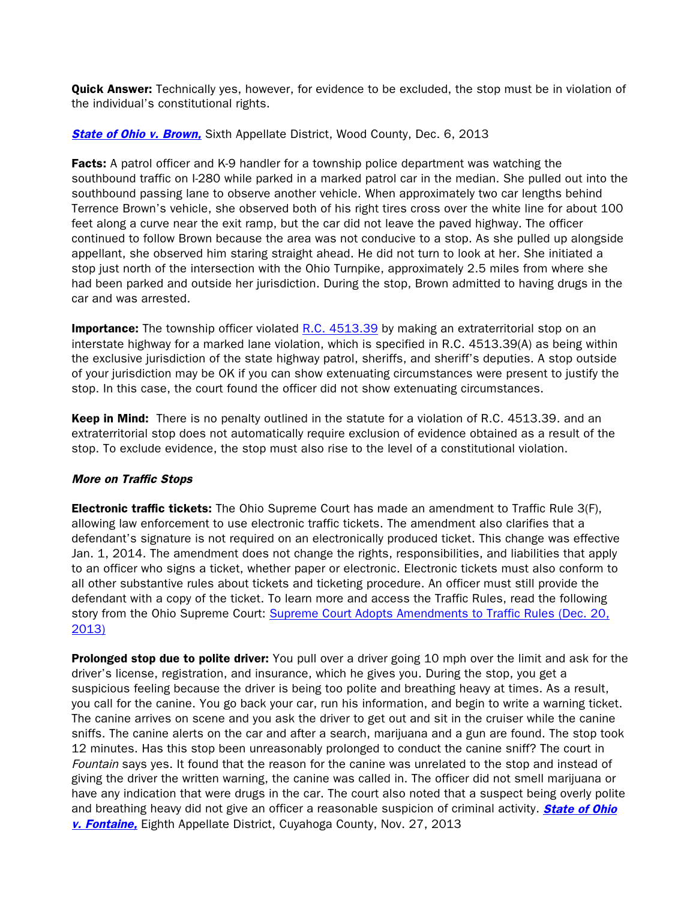**Quick Answer:** Technically yes, however, for evidence to be excluded, the stop must be in violation of the individual's constitutional rights.

***State of Ohio v. Brown,*** Sixth Appellate District, Wood County, Dec. 6, 2013

**Facts:** A patrol officer and K-9 handler for a township police department was watching the southbound traffic on I-280 while parked in a marked patrol car in the median. She pulled out into the southbound passing lane to observe another vehicle. When approximately two car lengths behind Terrence Brown's vehicle, she observed both of his right tires cross over the white line for about 100 feet along a curve near the exit ramp, but the car did not leave the paved highway. The officer continued to follow Brown because the area was not conducive to a stop. As she pulled up alongside appellant, she observed him staring straight ahead. He did not turn to look at her. She initiated a stop just north of the intersection with the Ohio Turnpike, approximately 2.5 miles from where she had been parked and outside her jurisdiction. During the stop, Brown admitted to having drugs in the car and was arrested.

**Importance:** The township officer violated R.C. 4513.39 by making an extraterritorial stop on an interstate highway for a marked lane violation, which is specified in R.C. 4513.39(A) as being within the exclusive jurisdiction of the state highway patrol, sheriffs, and sheriff's deputies. A stop outside of your jurisdiction may be OK if you can show extenuating circumstances were present to justify the stop. In this case, the court found the officer did not show extenuating circumstances.

**Keep in Mind:** There is no penalty outlined in the statute for a violation of R.C. 4513.39. and an extraterritorial stop does not automatically require exclusion of evidence obtained as a result of the stop. To exclude evidence, the stop must also rise to the level of a constitutional violation.

***More on Traffic Stops***

**Electronic traffic tickets:** The Ohio Supreme Court has made an amendment to Traffic Rule 3(F), allowing law enforcement to use electronic traffic tickets. The amendment also clarifies that a defendant's signature is not required on an electronically produced ticket. This change was effective Jan. 1, 2014. The amendment does not change the rights, responsibilities, and liabilities that apply to an officer who signs a ticket, whether paper or electronic. Electronic tickets must also conform to all other substantive rules about tickets and ticketing procedure. An officer must still provide the defendant with a copy of the ticket. To learn more and access the Traffic Rules, read the following story from the Ohio Supreme Court: Supreme Court Adopts Amendments to Traffic Rules (Dec. 20, 2013)

**Prolonged stop due to polite driver:** You pull over a driver going 10 mph over the limit and ask for the driver's license, registration, and insurance, which he gives you. During the stop, you get a suspicious feeling because the driver is being too polite and breathing heavy at times. As a result, you call for the canine. You go back your car, run his information, and begin to write a warning ticket. The canine arrives on scene and you ask the driver to get out and sit in the cruiser while the canine sniffs. The canine alerts on the car and after a search, marijuana and a gun are found. The stop took 12 minutes. Has this stop been unreasonably prolonged to conduct the canine sniff? The court in *Fountain* says yes. It found that the reason for the canine was unrelated to the stop and instead of giving the driver the written warning, the canine was called in. The officer did not smell marijuana or have any indication that were drugs in the car. The court also noted that a suspect being overly polite and breathing heavy did not give an officer a reasonable suspicion of criminal activity. ***State of Ohio v. Fontaine,*** Eighth Appellate District, Cuyahoga County, Nov. 27, 2013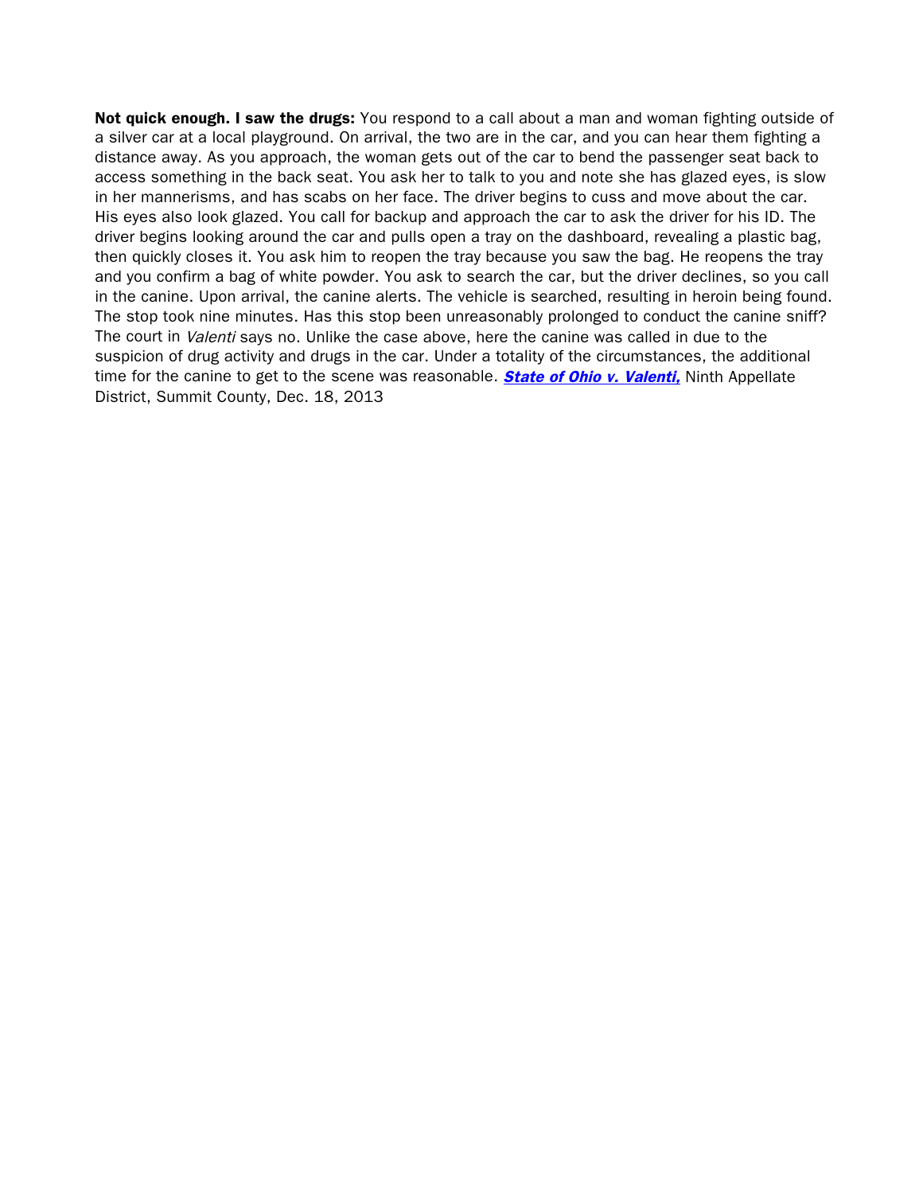**Not quick enough. I saw the drugs:** You respond to a call about a man and woman fighting outside of a silver car at a local playground. On arrival, the two are in the car, and you can hear them fighting a distance away. As you approach, the woman gets out of the car to bend the passenger seat back to access something in the back seat. You ask her to talk to you and note she has glazed eyes, is slow in her mannerisms, and has scabs on her face. The driver begins to cuss and move about the car. His eyes also look glazed. You call for backup and approach the car to ask the driver for his ID. The driver begins looking around the car and pulls open a tray on the dashboard, revealing a plastic bag, then quickly closes it. You ask him to reopen the tray because you saw the bag. He reopens the tray and you confirm a bag of white powder. You ask to search the car, but the driver declines, so you call in the canine. Upon arrival, the canine alerts. The vehicle is searched, resulting in heroin being found. The stop took nine minutes. Has this stop been unreasonably prolonged to conduct the canine sniff? The court in *Valenti* says no. Unlike the case above, here the canine was called in due to the suspicion of drug activity and drugs in the car. Under a totality of the circumstances, the additional time for the canine to get to the scene was reasonable. ***State of Ohio v. Valenti,*** Ninth Appellate District, Summit County, Dec. 18, 2013